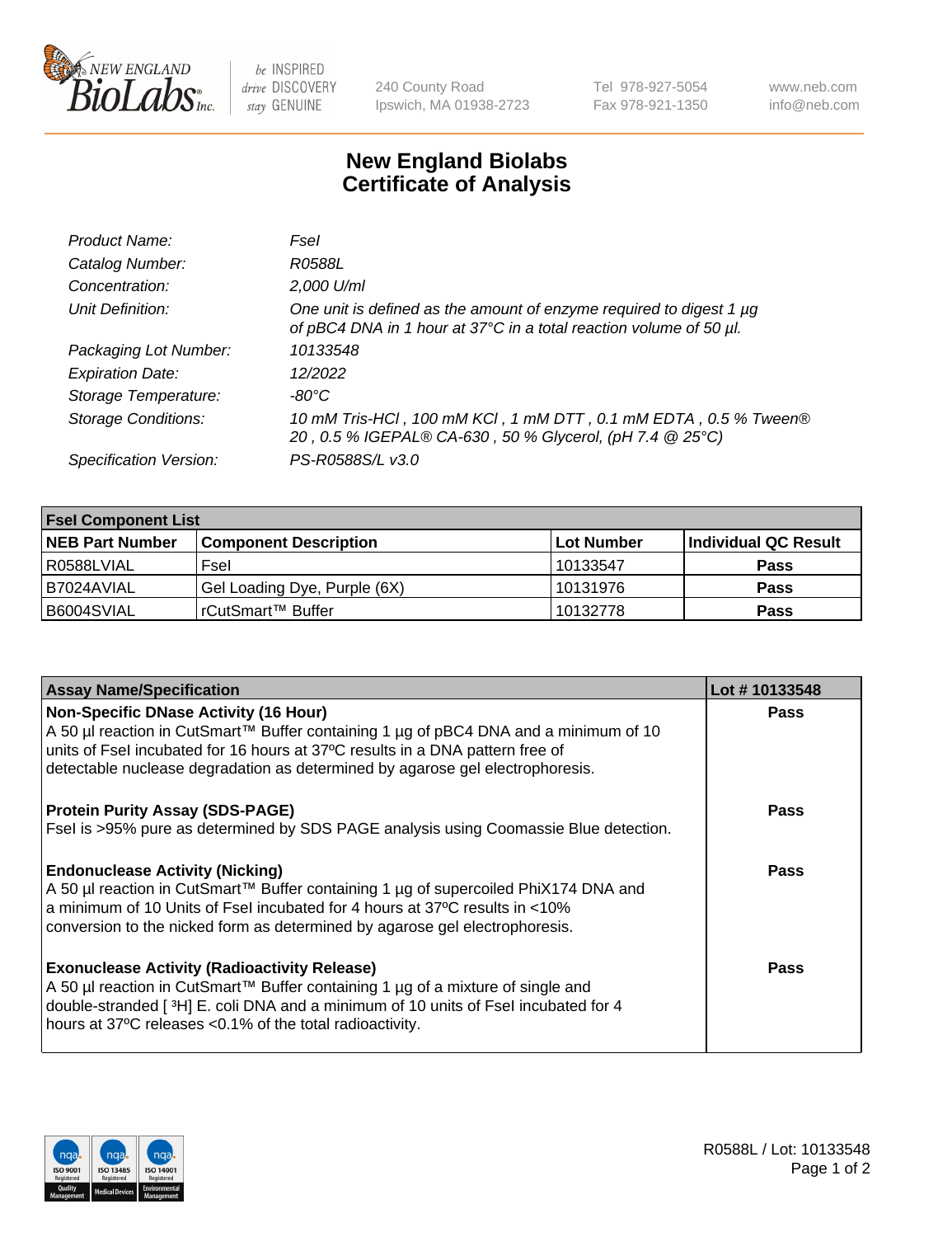# New England Biolabs
## Certificate of Analysis

| | |
|---|---|
| *Product Name:* | *FseI* |
| *Catalog Number:* | *R0588L* |
| *Concentration:* | *2,000 U/ml* |
| *Unit Definition:* | *One unit is defined as the amount of enzyme required to digest 1 µg of pBC4 DNA in 1 hour at 37°C in a total reaction volume of 50 µl.* |
| *Packaging Lot Number:* | *10133548* |
| *Expiration Date:* | *12/2022* |
| *Storage Temperature:* | *-80°C* |
| *Storage Conditions:* | *10 mM Tris-HCl , 100 mM KCl , 1 mM DTT , 0.1 mM EDTA , 0.5 % Tween® 20 , 0.5 % IGEPAL® CA-630 , 50 % Glycerol, (pH 7.4 @ 25°C)* |
| *Specification Version:* | *PS-R0588S/L v3.0* |

| FseI Component List | | | |
|---|---|---|---|
| **NEB Part Number** | **Component Description** | **Lot Number** | **Individual QC Result** |
| R0588LVIAL | FseI | 10133547 | **Pass** |
| B7024AVIAL | Gel Loading Dye, Purple (6X) | 10131976 | **Pass** |
| B6004SVIAL | rCutSmart™ Buffer | 10132778 | **Pass** |

| Assay Name/Specification | Lot # 10133548 |
|---|---|
| **Non-Specific DNase Activity (16 Hour)** A 50 µl reaction in CutSmart™ Buffer containing 1 µg of pBC4 DNA and a minimum of 10 units of FseI incubated for 16 hours at 37ºC results in a DNA pattern free of detectable nuclease degradation as determined by agarose gel electrophoresis. | **Pass** |
| **Protein Purity Assay (SDS-PAGE)** FseI is >95% pure as determined by SDS PAGE analysis using Coomassie Blue detection. | **Pass** |
| **Endonuclease Activity (Nicking)** A 50 µl reaction in CutSmart™ Buffer containing 1 µg of supercoiled PhiX174 DNA and a minimum of 10 Units of FseI incubated for 4 hours at 37ºC results in <10% conversion to the nicked form as determined by agarose gel electrophoresis. | **Pass** |
| **Exonuclease Activity (Radioactivity Release)** A 50 µl reaction in CutSmart™ Buffer containing 1 µg of a mixture of single and double-stranded [ $^3$H] E. coli DNA and a minimum of 10 units of FseI incubated for 4 hours at 37ºC releases <0.1% of the total radioactivity. | **Pass** |

R0588L / Lot: 10133548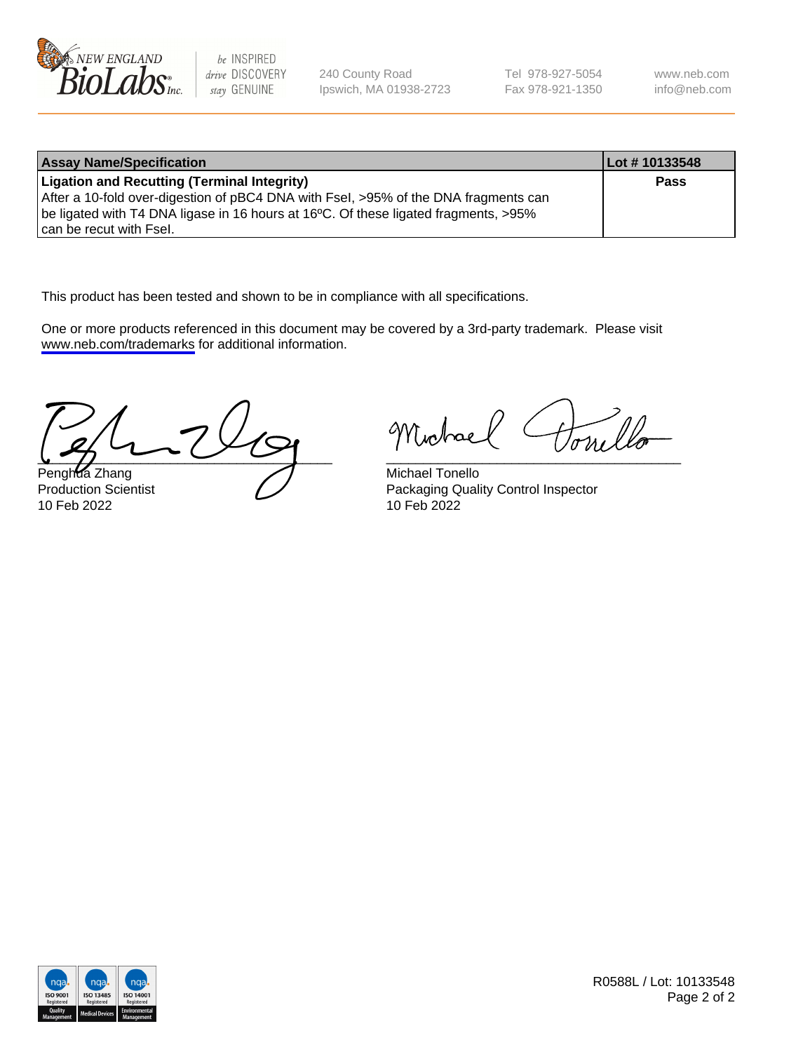240 County Road
Ipswich, MA 01938-2723

Tel 978-927-5054
Fax 978-921-1350

www.neb.com
info@neb.com

| Assay Name/Specification | Lot # 10133548 |
|---|---|
| **Ligation and Recutting (Terminal Integrity)** After a 10-fold over-digestion of pBC4 DNA with FseI, >95% of the DNA fragments can be ligated with T4 DNA ligase in 16 hours at 16ºC. Of these ligated fragments, >95% can be recut with FseI. | **Pass** |

This product has been tested and shown to be in compliance with all specifications.

One or more products referenced in this document may be covered by a 3rd-party trademark. Please visit www.neb.com/trademarks for additional information.

Penghua Zhang
Production Scientist
10 Feb 2022

Michael Tonello
Packaging Quality Control Inspector
10 Feb 2022

R0588L / Lot: 10133548